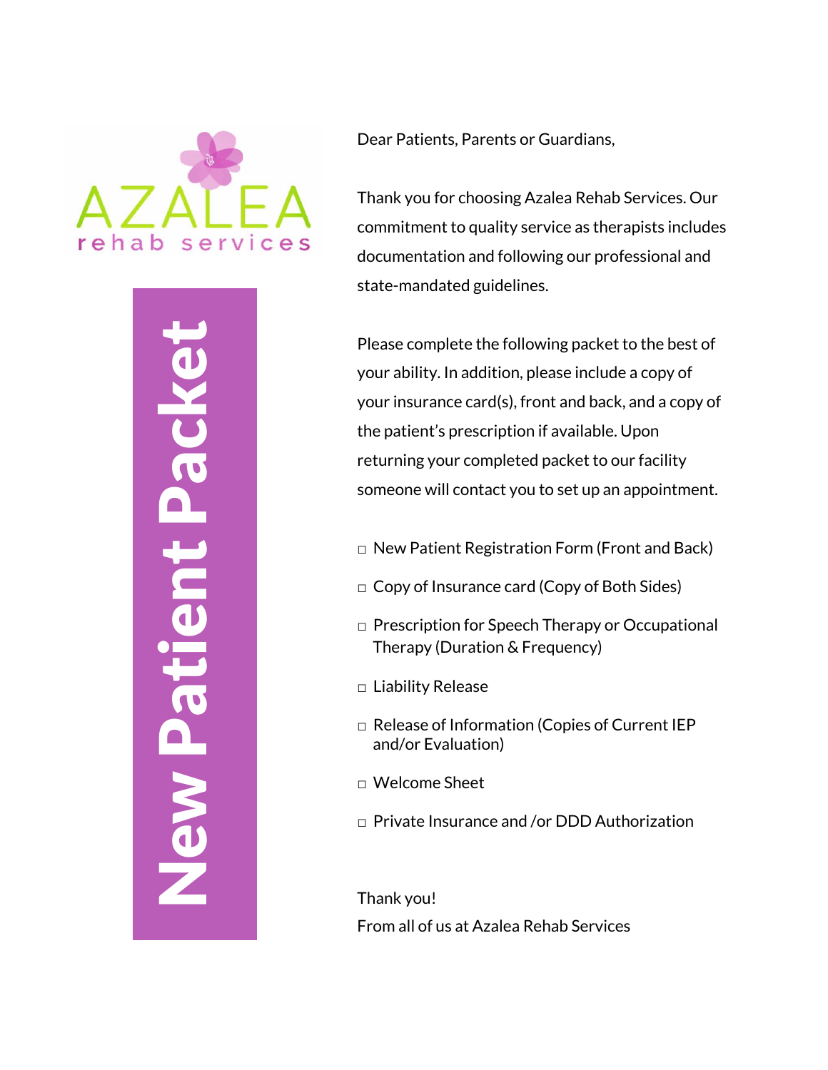AZALEA rehab services

# New Patient Packet

Dear Patients, Parents or Guardians,

Thank you for choosing Azalea Rehab Services. Our commitment to quality service as therapists includes documentation and following our professional and state-mandated guidelines.

Please complete the following packet to the best of your ability. In addition, please include a copy of your insurance card(s), front and back, and a copy of the patient's prescription if available. Upon returning your completed packet to our facility someone will contact you to set up an appointment.

- ☐ New Patient Registration Form (Front and Back)
- ☐ Copy of Insurance card (Copy of Both Sides)
- ☐ Prescription for Speech Therapy or Occupational Therapy (Duration & Frequency)
- ☐ Liability Release
- ☐ Release of Information (Copies of Current IEP and/or Evaluation)
- ☐ Welcome Sheet
- ☐ Private Insurance and /or DDD Authorization

Thank you!
From all of us at Azalea Rehab Services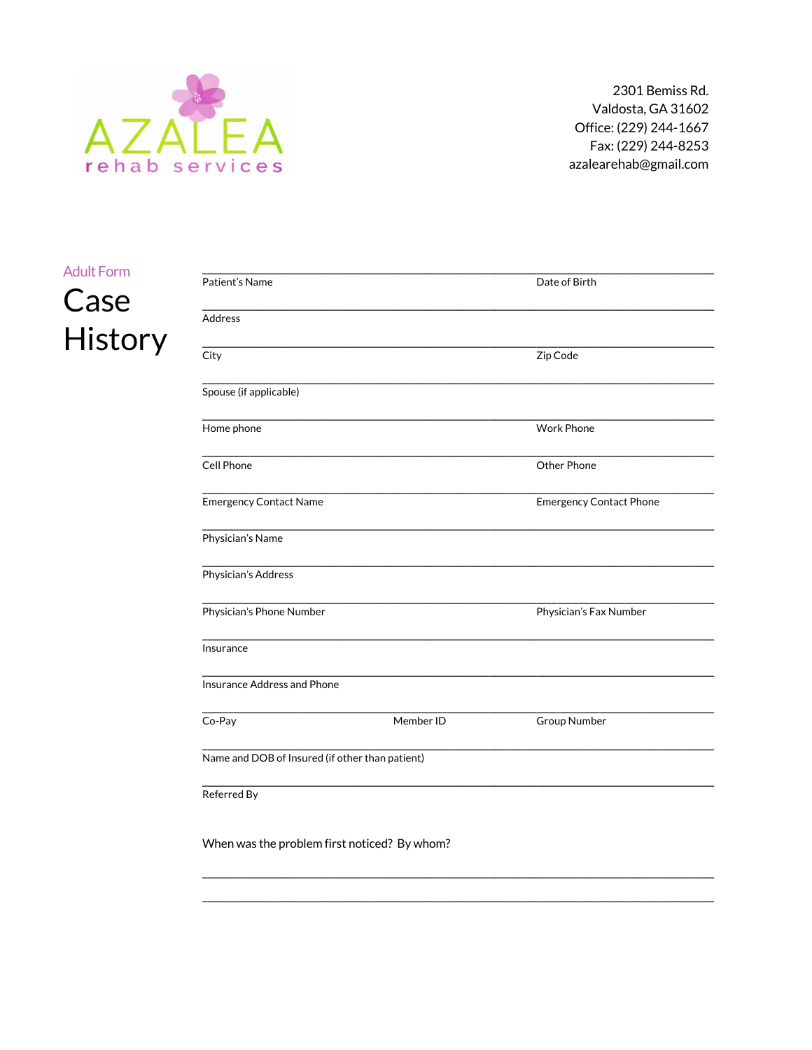AZALEA
rehab services

2301 Bemiss Rd.
Valdosta, GA 31602
Office: (229) 244-1667
Fax: (229) 244-8253
azalearehab@gmail.com

Adult Form

# Case History

Patient's Name ________________ Date of Birth ________________

Address ________________

City ________________ Zip Code ________________

Spouse (if applicable) ________________

Home phone ________________ Work Phone ________________

Cell Phone ________________ Other Phone ________________

Emergency Contact Name ________________ Emergency Contact Phone ________________

Physician's Name ________________

Physician's Address ________________

Physician's Phone Number ________________ Physician's Fax Number ________________

Insurance ________________

Insurance Address and Phone ________________

Co-Pay ________________ Member ID ________________ Group Number ________________

Name and DOB of Insured (if other than patient) ________________

Referred By ________________

When was the problem first noticed? By whom?

________________________________________________

________________________________________________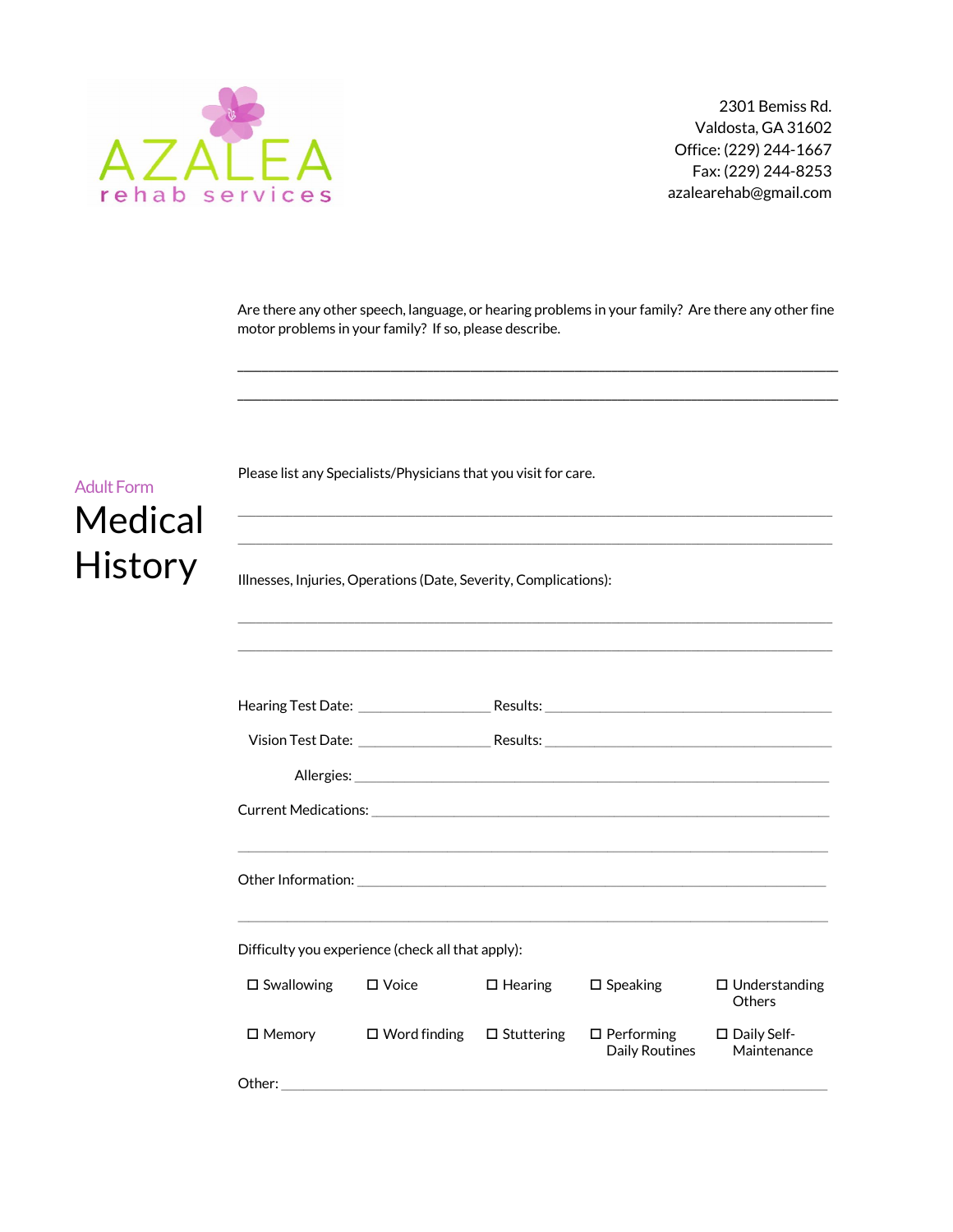AZALEA rehab services

2301 Bemiss Rd.
Valdosta, GA 31602
Office: (229) 244-1667
Fax: (229) 244-8253
azalearehab@gmail.com

Adult Form

# Medical History

Are there any other speech, language, or hearing problems in your family? Are there any other fine motor problems in your family? If so, please describe.

______________________________________________________________________

______________________________________________________________________

Please list any Specialists/Physicians that you visit for care.

______________________________________________________________________

______________________________________________________________________

Illnesses, Injuries, Operations (Date, Severity, Complications):

______________________________________________________________________

______________________________________________________________________

Hearing Test Date: ________________ Results: ______________________________

Vision Test Date: ________________ Results: ______________________________

Allergies: ______________________________________________________________

Current Medications: _____________________________________________________

______________________________________________________________________

Other Information: _______________________________________________________

______________________________________________________________________

Difficulty you experience (check all that apply):

- ☐ Swallowing
- ☐ Voice
- ☐ Hearing
- ☐ Speaking
- ☐ Understanding Others
- ☐ Memory
- ☐ Word finding
- ☐ Stuttering
- ☐ Performing Daily Routines
- ☐ Daily Self-Maintenance

Other: ________________________________________________________________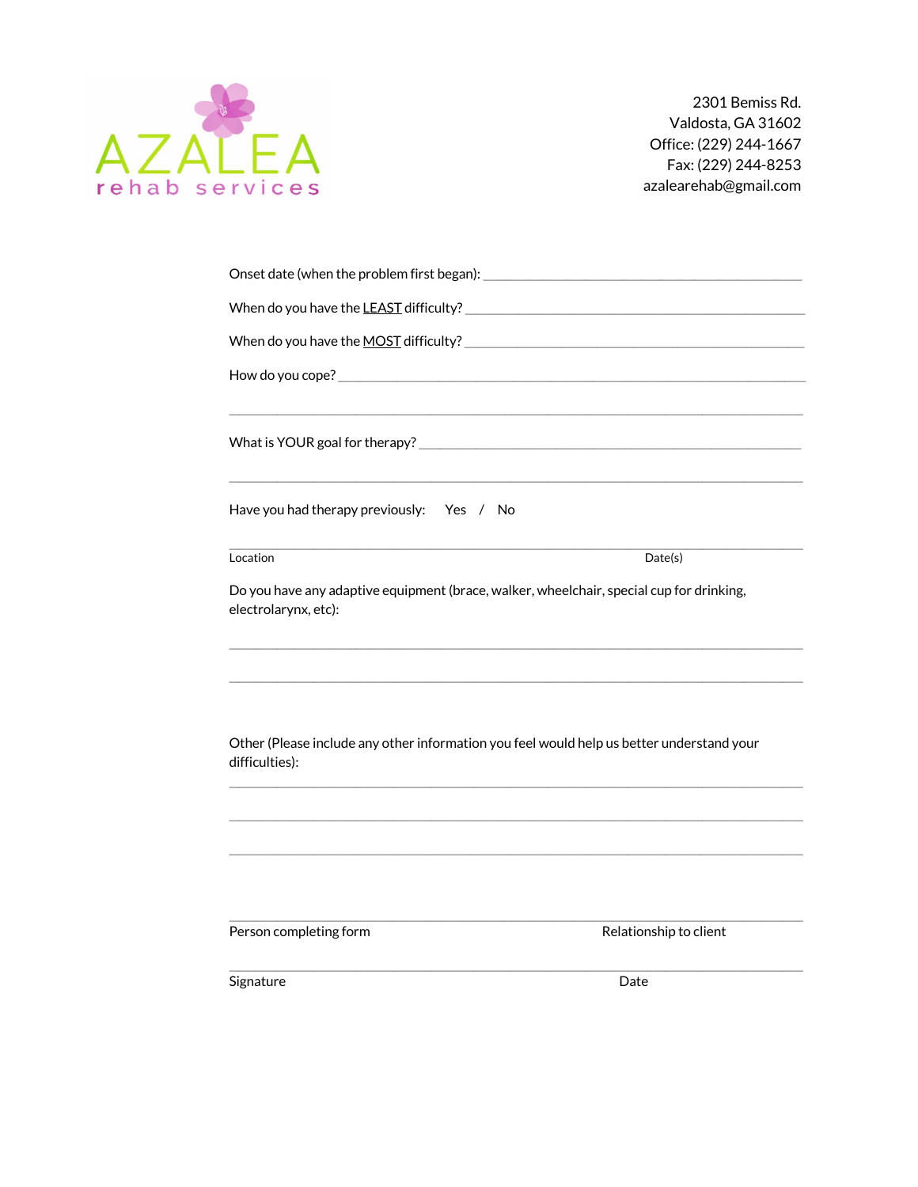AZALEA
rehab services

2301 Bemiss Rd.
Valdosta, GA 31602
Office: (229) 244-1667
Fax: (229) 244-8253
azalearehab@gmail.com

Onset date (when the problem first began): ______________________________________________

When do you have the LEAST difficulty? ______________________________________________

When do you have the MOST difficulty? ______________________________________________

How do you cope? ______________________________________________

______________________________________________

What is YOUR goal for therapy? ______________________________________________

______________________________________________

Have you had therapy previously: Yes / No

______________________________________________

Location Date(s)

Do you have any adaptive equipment (brace, walker, wheelchair, special cup for drinking, electrolarynx, etc):

______________________________________________

______________________________________________

Other (Please include any other information you feel would help us better understand your difficulties):

______________________________________________

______________________________________________

______________________________________________

______________________________________________

Person completing form Relationship to client

______________________________________________

Signature Date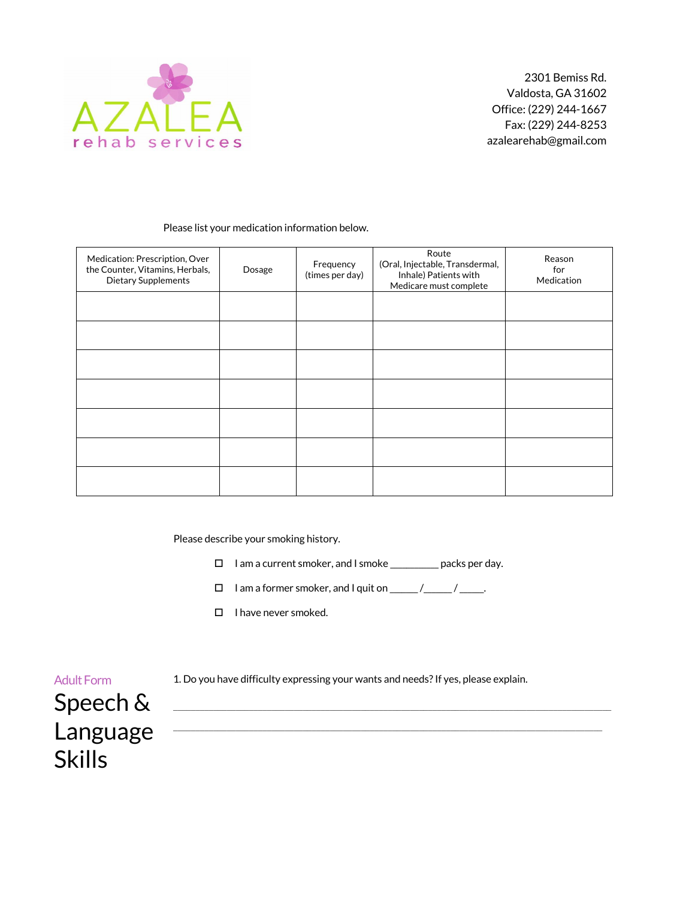AZALEA rehab services

2301 Bemiss Rd.
Valdosta, GA 31602
Office: (229) 244-1667
Fax: (229) 244-8253
azalearehab@gmail.com

Please list your medication information below.

| Medication: Prescription, Over the Counter, Vitamins, Herbals, Dietary Supplements | Dosage | Frequency (times per day) | Route (Oral, Injectable, Transdermal, Inhale) Patients with Medicare must complete | Reason for Medication |
|---|---|---|---|---|
| | | | | |
| | | | | |
| | | | | |
| | | | | |
| | | | | |
| | | | | |
| | | | | |

Please describe your smoking history.

- ☐ I am a current smoker, and I smoke _________ packs per day.
- ☐ I am a former smoker, and I quit on ______/______/_____.
- ☐ I have never smoked.

Adult Form

# Speech & Language Skills

1. Do you have difficulty expressing your wants and needs? If yes, please explain.

_______________________________________________________________________________

_______________________________________________________________________________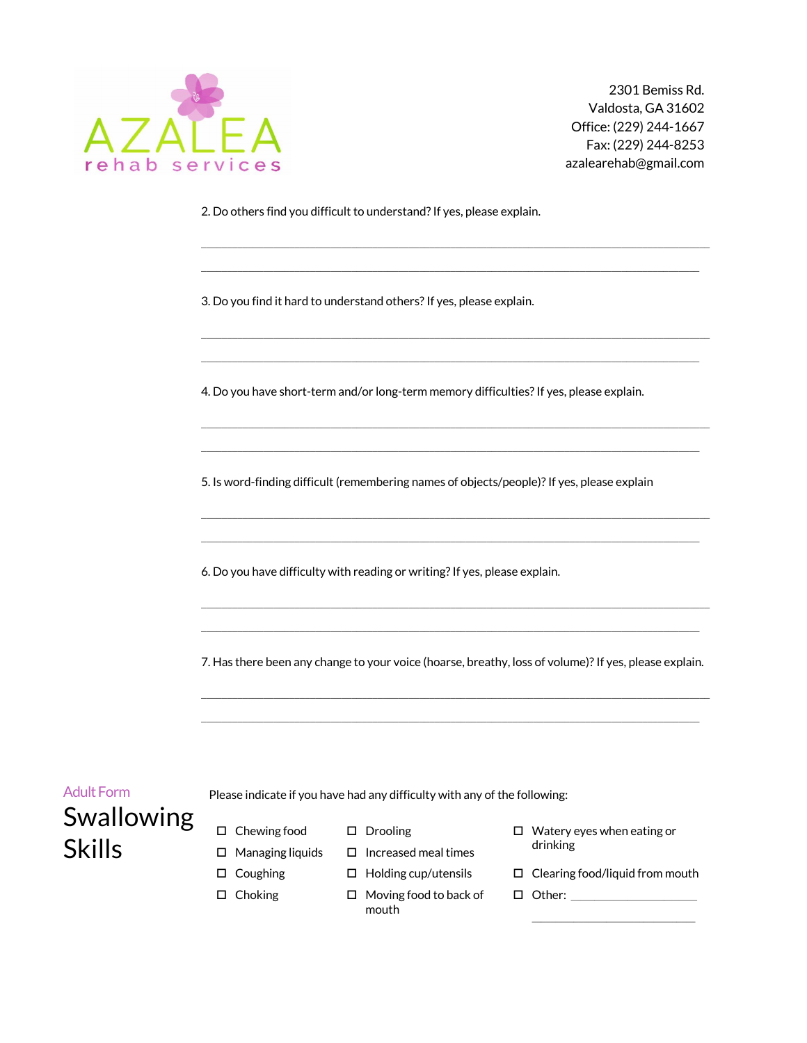AZALEA
rehab services

2301 Bemiss Rd.
Valdosta, GA 31602
Office: (229) 244-1667
Fax: (229) 244-8253
azalearehab@gmail.com

2. Do others find you difficult to understand? If yes, please explain.

_______________________________________________________________________________

_______________________________________________________________________________

3. Do you find it hard to understand others? If yes, please explain.

_______________________________________________________________________________

_______________________________________________________________________________

4. Do you have short-term and/or long-term memory difficulties? If yes, please explain.

_______________________________________________________________________________

_______________________________________________________________________________

5. Is word-finding difficult (remembering names of objects/people)? If yes, please explain

_______________________________________________________________________________

_______________________________________________________________________________

6. Do you have difficulty with reading or writing? If yes, please explain.

_______________________________________________________________________________

_______________________________________________________________________________

7. Has there been any change to your voice (hoarse, breathy, loss of volume)? If yes, please explain.

_______________________________________________________________________________

_______________________________________________________________________________

Adult Form

## Swallowing Skills

Please indicate if you have had any difficulty with any of the following:

- ☐ Chewing food
- ☐ Managing liquids
- ☐ Coughing
- ☐ Choking
- ☐ Drooling
- ☐ Increased meal times
- ☐ Holding cup/utensils
- ☐ Moving food to back of mouth
- ☐ Watery eyes when eating or drinking
- ☐ Clearing food/liquid from mouth
- ☐ Other: ______________________

  ____________________________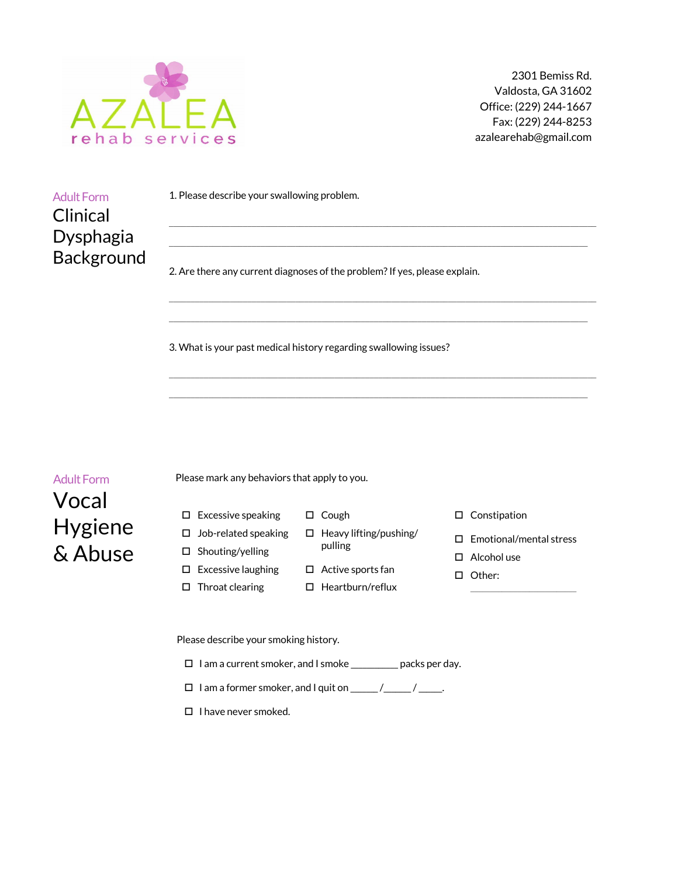AZALEA
rehab services

2301 Bemiss Rd.
Valdosta, GA 31602
Office: (229) 244-1667
Fax: (229) 244-8253
azalearehab@gmail.com

Adult Form

## Clinical Dysphagia Background

1. Please describe your swallowing problem.

______________________________________________________________________________

______________________________________________________________________________

2. Are there any current diagnoses of the problem? If yes, please explain.

______________________________________________________________________________

______________________________________________________________________________

3. What is your past medical history regarding swallowing issues?

______________________________________________________________________________

______________________________________________________________________________

Adult Form

## Vocal Hygiene & Abuse

Please mark any behaviors that apply to you.

- ☐ Excessive speaking
- ☐ Job-related speaking
- ☐ Shouting/yelling
- ☐ Excessive laughing
- ☐ Throat clearing
- ☐ Cough
- ☐ Heavy lifting/pushing/pulling
- ☐ Active sports fan
- ☐ Heartburn/reflux
- ☐ Constipation
- ☐ Emotional/mental stress
- ☐ Alcohol use
- ☐ Other: ____________________

Please describe your smoking history.

- ☐ I am a current smoker, and I smoke _________ packs per day.
- ☐ I am a former smoker, and I quit on ______/______/_____.
- ☐ I have never smoked.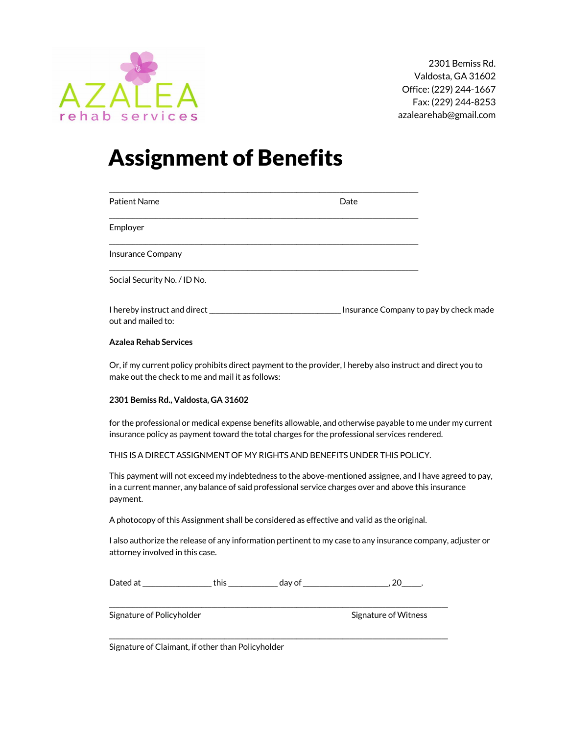AZALEA
rehab services

2301 Bemiss Rd.
Valdosta, GA 31602
Office: (229) 244-1667
Fax: (229) 244-8253
azalearehab@gmail.com

# Assignment of Benefits

______________________________________________________________

Patient Name Date

______________________________________________________________

Employer

______________________________________________________________

Insurance Company

______________________________________________________________

Social Security No. / ID No.

I hereby instruct and direct ______________________________ Insurance Company to pay by check made out and mailed to:

**Azalea Rehab Services**

Or, if my current policy prohibits direct payment to the provider, I hereby also instruct and direct you to make out the check to me and mail it as follows:

**2301 Bemiss Rd., Valdosta, GA 31602**

for the professional or medical expense benefits allowable, and otherwise payable to me under my current insurance policy as payment toward the total charges for the professional services rendered.

THIS IS A DIRECT ASSIGNMENT OF MY RIGHTS AND BENEFITS UNDER THIS POLICY.

This payment will not exceed my indebtedness to the above-mentioned assignee, and I have agreed to pay, in a current manner, any balance of said professional service charges over and above this insurance payment.

A photocopy of this Assignment shall be considered as effective and valid as the original.

I also authorize the release of any information pertinent to my case to any insurance company, adjuster or attorney involved in this case.

Dated at ________________ this ____________ day of ____________________, 20_____.

______________________________________________________________

Signature of Policyholder Signature of Witness

______________________________________________________________

Signature of Claimant, if other than Policyholder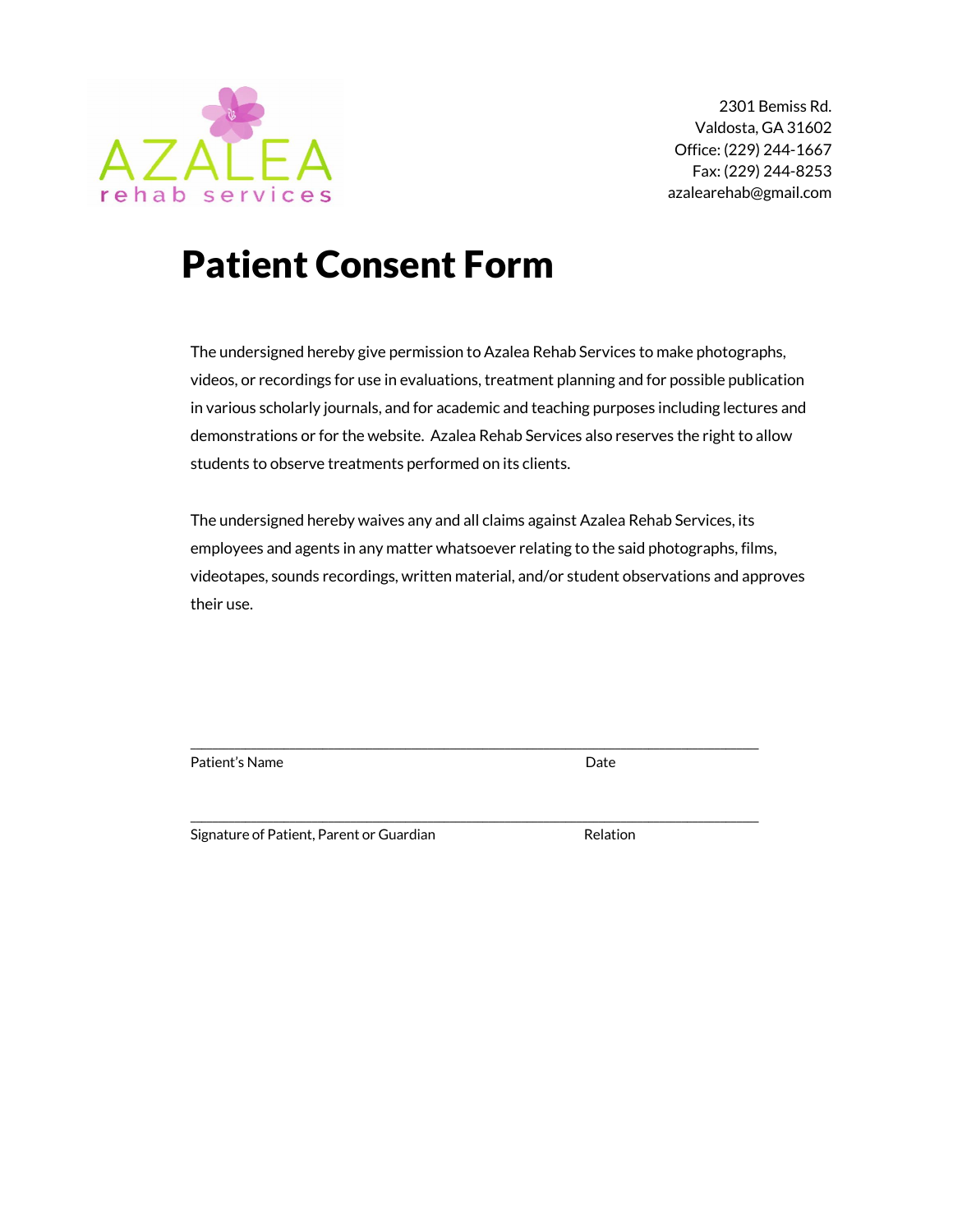AZALEA
rehab services

2301 Bemiss Rd.
Valdosta, GA 31602
Office: (229) 244-1667
Fax: (229) 244-8253
azalearehab@gmail.com

# Patient Consent Form

The undersigned hereby give permission to Azalea Rehab Services to make photographs, videos, or recordings for use in evaluations, treatment planning and for possible publication in various scholarly journals, and for academic and teaching purposes including lectures and demonstrations or for the website.  Azalea Rehab Services also reserves the right to allow students to observe treatments performed on its clients.

The undersigned hereby waives any and all claims against Azalea Rehab Services, its employees and agents in any matter whatsoever relating to the said photographs, films, videotapes, sounds recordings, written material, and/or student observations and approves their use.

_______________________________________________________________________________

Patient's Name                                                                                  Date

_______________________________________________________________________________

Signature of Patient, Parent or Guardian                                                Relation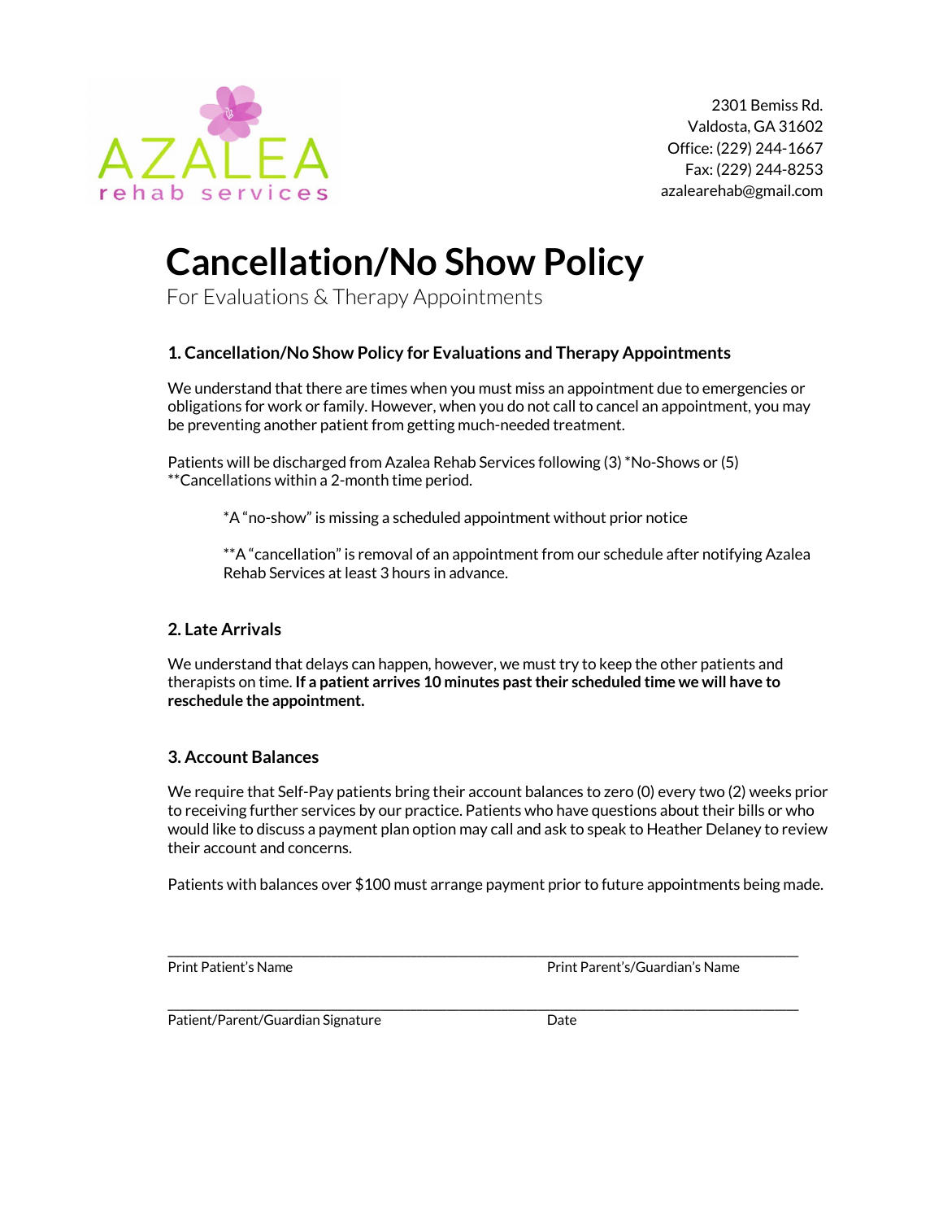AZALEA
rehab services

2301 Bemiss Rd.
Valdosta, GA 31602
Office: (229) 244-1667
Fax: (229) 244-8253
azalearehab@gmail.com

# Cancellation/No Show Policy

For Evaluations & Therapy Appointments

### 1. Cancellation/No Show Policy for Evaluations and Therapy Appointments

We understand that there are times when you must miss an appointment due to emergencies or obligations for work or family. However, when you do not call to cancel an appointment, you may be preventing another patient from getting much-needed treatment.

Patients will be discharged from Azalea Rehab Services following (3) *No-Shows or (5) **Cancellations within a 2-month time period.

> *A "no-show" is missing a scheduled appointment without prior notice
>
> **A "cancellation" is removal of an appointment from our schedule after notifying Azalea Rehab Services at least 3 hours in advance.

### 2. Late Arrivals

We understand that delays can happen, however, we must try to keep the other patients and therapists on time. **If a patient arrives 10 minutes past their scheduled time we will have to reschedule the appointment.**

### 3. Account Balances

We require that Self-Pay patients bring their account balances to zero (0) every two (2) weeks prior to receiving further services by our practice. Patients who have questions about their bills or who would like to discuss a payment plan option may call and ask to speak to Heather Delaney to review their account and concerns.

Patients with balances over $100 must arrange payment prior to future appointments being made.

\_\_\_\_\_\_\_\_\_\_\_\_\_\_\_\_\_\_\_\_\_\_\_\_\_\_\_\_\_\_\_\_\_\_\_\_\_\_\_\_\_\_\_\_\_\_\_\_\_\_\_\_\_\_\_\_\_\_\_\_\_\_\_\_\_\_\_\_\_\_\_\_\_\_\_\_

Print Patient's Name　　　　　　　　　　　　Print Parent's/Guardian's Name

\_\_\_\_\_\_\_\_\_\_\_\_\_\_\_\_\_\_\_\_\_\_\_\_\_\_\_\_\_\_\_\_\_\_\_\_\_\_\_\_\_\_\_\_\_\_\_\_\_\_\_\_\_\_\_\_\_\_\_\_\_\_\_\_\_\_\_\_\_\_\_\_\_\_\_\_

Patient/Parent/Guardian Signature　　　　　　　　　　　　Date